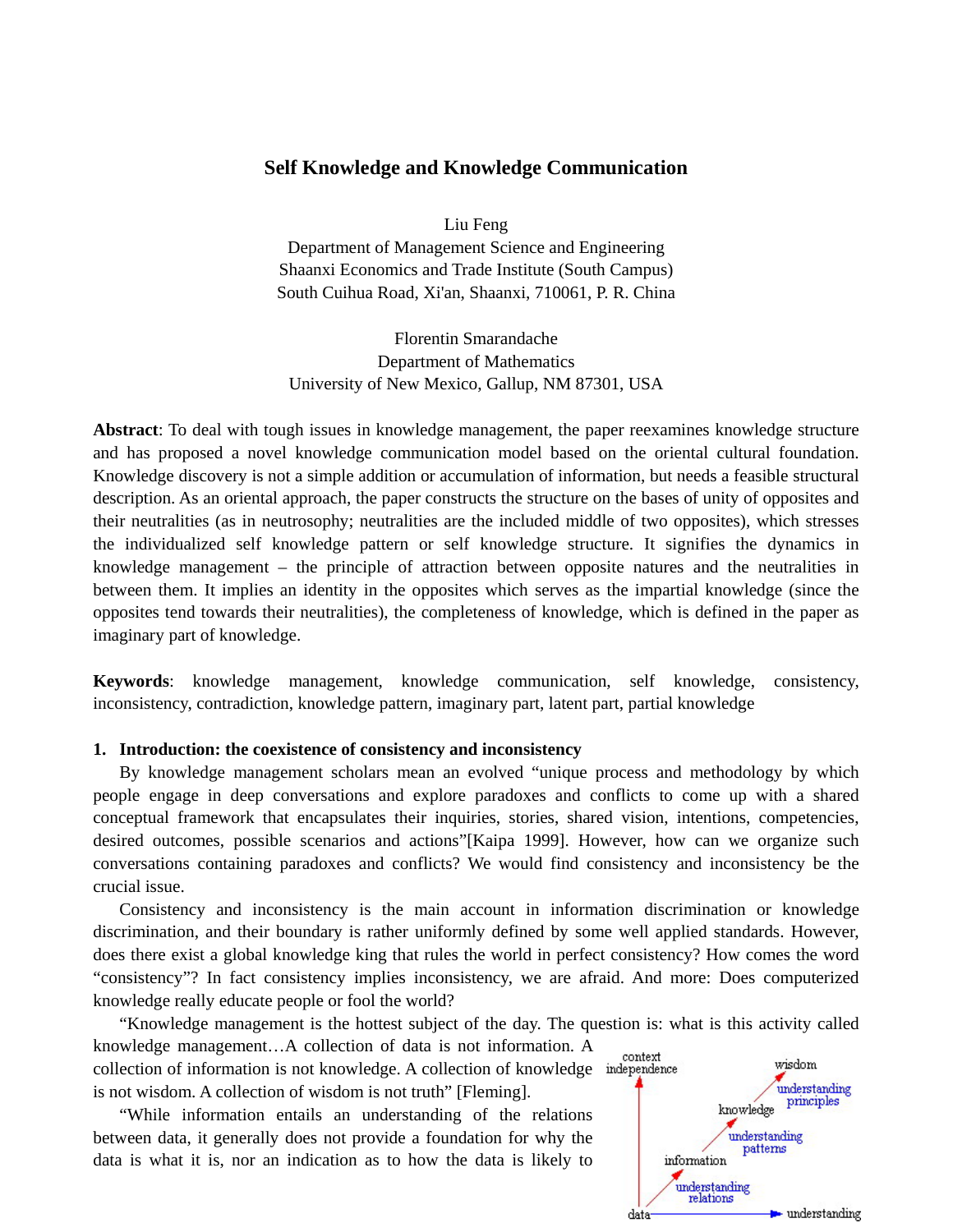# Self Knowledge and Knowledge Communication

Liu Feng
Department of Management Science and Engineering
Shaanxi Economics and Trade Institute (South Campus)
South Cuihua Road, Xi'an, Shaanxi, 710061, P. R. China

Florentin Smarandache
Department of Mathematics
University of New Mexico, Gallup, NM 87301, USA

**Abstract**: To deal with tough issues in knowledge management, the paper reexamines knowledge structure and has proposed a novel knowledge communication model based on the oriental cultural foundation. Knowledge discovery is not a simple addition or accumulation of information, but needs a feasible structural description. As an oriental approach, the paper constructs the structure on the bases of unity of opposites and their neutralities (as in neutrosophy; neutralities are the included middle of two opposites), which stresses the individualized self knowledge pattern or self knowledge structure. It signifies the dynamics in knowledge management – the principle of attraction between opposite natures and the neutralities in between them. It implies an identity in the opposites which serves as the impartial knowledge (since the opposites tend towards their neutralities), the completeness of knowledge, which is defined in the paper as imaginary part of knowledge.

**Keywords**: knowledge management, knowledge communication, self knowledge, consistency, inconsistency, contradiction, knowledge pattern, imaginary part, latent part, partial knowledge

## 1. Introduction: the coexistence of consistency and inconsistency

By knowledge management scholars mean an evolved "unique process and methodology by which people engage in deep conversations and explore paradoxes and conflicts to come up with a shared conceptual framework that encapsulates their inquiries, stories, shared vision, intentions, competencies, desired outcomes, possible scenarios and actions"[Kaipa 1999]. However, how can we organize such conversations containing paradoxes and conflicts? We would find consistency and inconsistency be the crucial issue.

Consistency and inconsistency is the main account in information discrimination or knowledge discrimination, and their boundary is rather uniformly defined by some well applied standards. However, does there exist a global knowledge king that rules the world in perfect consistency? How comes the word "consistency"? In fact consistency implies inconsistency, we are afraid. And more: Does computerized knowledge really educate people or fool the world?

"Knowledge management is the hottest subject of the day. The question is: what is this activity called knowledge management…A collection of data is not information. A collection of information is not knowledge. A collection of knowledge is not wisdom. A collection of wisdom is not truth" [Fleming].

context independence
wisdom
understanding principles
knowledge
understanding patterns
information
understanding relations
data
understanding

"While information entails an understanding of the relations between data, it generally does not provide a foundation for why the data is what it is, nor an indication as to how the data is likely to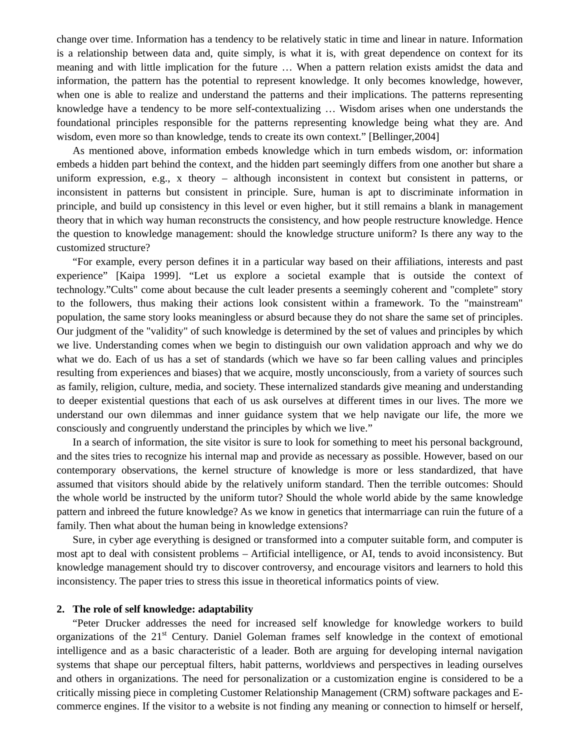change over time. Information has a tendency to be relatively static in time and linear in nature. Information is a relationship between data and, quite simply, is what it is, with great dependence on context for its meaning and with little implication for the future … When a pattern relation exists amidst the data and information, the pattern has the potential to represent knowledge. It only becomes knowledge, however, when one is able to realize and understand the patterns and their implications. The patterns representing knowledge have a tendency to be more self-contextualizing … Wisdom arises when one understands the foundational principles responsible for the patterns representing knowledge being what they are. And wisdom, even more so than knowledge, tends to create its own context." [Bellinger,2004]

As mentioned above, information embeds knowledge which in turn embeds wisdom, or: information embeds a hidden part behind the context, and the hidden part seemingly differs from one another but share a uniform expression, e.g., x theory – although inconsistent in context but consistent in patterns, or inconsistent in patterns but consistent in principle. Sure, human is apt to discriminate information in principle, and build up consistency in this level or even higher, but it still remains a blank in management theory that in which way human reconstructs the consistency, and how people restructure knowledge. Hence the question to knowledge management: should the knowledge structure uniform? Is there any way to the customized structure?

"For example, every person defines it in a particular way based on their affiliations, interests and past experience" [Kaipa 1999]. "Let us explore a societal example that is outside the context of technology."Cults" come about because the cult leader presents a seemingly coherent and "complete" story to the followers, thus making their actions look consistent within a framework. To the "mainstream" population, the same story looks meaningless or absurd because they do not share the same set of principles. Our judgment of the "validity" of such knowledge is determined by the set of values and principles by which we live. Understanding comes when we begin to distinguish our own validation approach and why we do what we do. Each of us has a set of standards (which we have so far been calling values and principles resulting from experiences and biases) that we acquire, mostly unconsciously, from a variety of sources such as family, religion, culture, media, and society. These internalized standards give meaning and understanding to deeper existential questions that each of us ask ourselves at different times in our lives. The more we understand our own dilemmas and inner guidance system that we help navigate our life, the more we consciously and congruently understand the principles by which we live."

In a search of information, the site visitor is sure to look for something to meet his personal background, and the sites tries to recognize his internal map and provide as necessary as possible. However, based on our contemporary observations, the kernel structure of knowledge is more or less standardized, that have assumed that visitors should abide by the relatively uniform standard. Then the terrible outcomes: Should the whole world be instructed by the uniform tutor? Should the whole world abide by the same knowledge pattern and inbreed the future knowledge? As we know in genetics that intermarriage can ruin the future of a family. Then what about the human being in knowledge extensions?

Sure, in cyber age everything is designed or transformed into a computer suitable form, and computer is most apt to deal with consistent problems – Artificial intelligence, or AI, tends to avoid inconsistency. But knowledge management should try to discover controversy, and encourage visitors and learners to hold this inconsistency. The paper tries to stress this issue in theoretical informatics points of view.

## 2. The role of self knowledge: adaptability

"Peter Drucker addresses the need for increased self knowledge for knowledge workers to build organizations of the 21st Century. Daniel Goleman frames self knowledge in the context of emotional intelligence and as a basic characteristic of a leader. Both are arguing for developing internal navigation systems that shape our perceptual filters, habit patterns, worldviews and perspectives in leading ourselves and others in organizations. The need for personalization or a customization engine is considered to be a critically missing piece in completing Customer Relationship Management (CRM) software packages and E-commerce engines. If the visitor to a website is not finding any meaning or connection to himself or herself,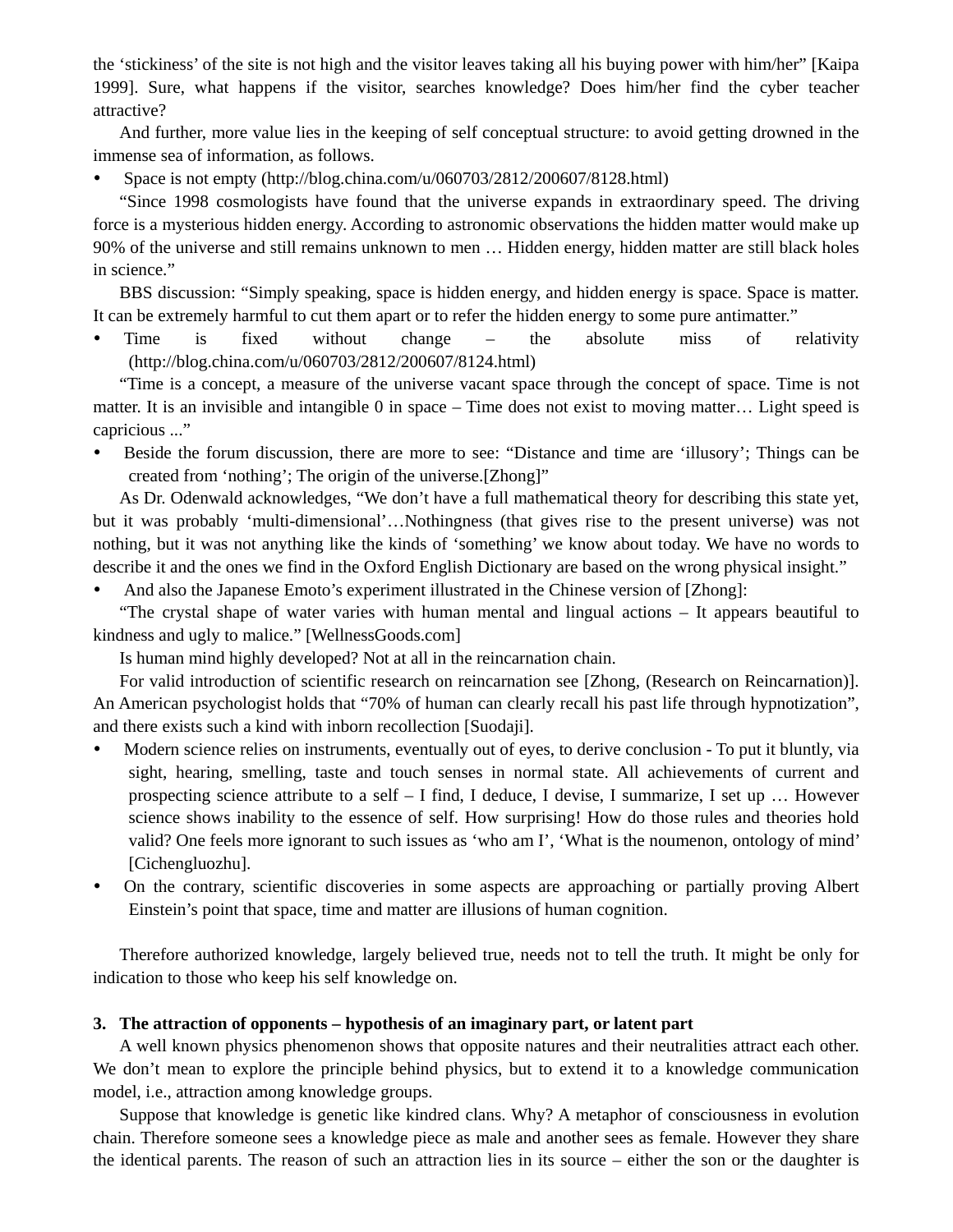the ‘stickiness’ of the site is not high and the visitor leaves taking all his buying power with him/her” [Kaipa 1999]. Sure, what happens if the visitor, searches knowledge? Does him/her find the cyber teacher attractive?

And further, more value lies in the keeping of self conceptual structure: to avoid getting drowned in the immense sea of information, as follows.

- Space is not empty (http://blog.china.com/u/060703/2812/200607/8128.html)

“Since 1998 cosmologists have found that the universe expands in extraordinary speed. The driving force is a mysterious hidden energy. According to astronomic observations the hidden matter would make up 90% of the universe and still remains unknown to men … Hidden energy, hidden matter are still black holes in science.”

BBS discussion: “Simply speaking, space is hidden energy, and hidden energy is space. Space is matter. It can be extremely harmful to cut them apart or to refer the hidden energy to some pure antimatter.”

- Time is fixed without change – the absolute miss of relativity (http://blog.china.com/u/060703/2812/200607/8124.html)

“Time is a concept, a measure of the universe vacant space through the concept of space. Time is not matter. It is an invisible and intangible 0 in space – Time does not exist to moving matter… Light speed is capricious ...”

- Beside the forum discussion, there are more to see: “Distance and time are ‘illusory’; Things can be created from ‘nothing’; The origin of the universe.[Zhong]”

As Dr. Odenwald acknowledges, “We don’t have a full mathematical theory for describing this state yet, but it was probably ‘multi-dimensional’…Nothingness (that gives rise to the present universe) was not nothing, but it was not anything like the kinds of ‘something’ we know about today. We have no words to describe it and the ones we find in the Oxford English Dictionary are based on the wrong physical insight.”

- And also the Japanese Emoto’s experiment illustrated in the Chinese version of [Zhong]:

“The crystal shape of water varies with human mental and lingual actions – It appears beautiful to kindness and ugly to malice.” [WellnessGoods.com]

Is human mind highly developed? Not at all in the reincarnation chain.

For valid introduction of scientific research on reincarnation see [Zhong, (Research on Reincarnation)]. An American psychologist holds that “70% of human can clearly recall his past life through hypnotization”, and there exists such a kind with inborn recollection [Suodaji].

- Modern science relies on instruments, eventually out of eyes, to derive conclusion - To put it bluntly, via sight, hearing, smelling, taste and touch senses in normal state. All achievements of current and prospecting science attribute to a self – I find, I deduce, I devise, I summarize, I set up … However science shows inability to the essence of self. How surprising! How do those rules and theories hold valid? One feels more ignorant to such issues as ‘who am I’, ‘What is the noumenon, ontology of mind’ [Cichengluozhu].
- On the contrary, scientific discoveries in some aspects are approaching or partially proving Albert Einstein’s point that space, time and matter are illusions of human cognition.

Therefore authorized knowledge, largely believed true, needs not to tell the truth. It might be only for indication to those who keep his self knowledge on.

## 3. The attraction of opponents – hypothesis of an imaginary part, or latent part

A well known physics phenomenon shows that opposite natures and their neutralities attract each other. We don’t mean to explore the principle behind physics, but to extend it to a knowledge communication model, i.e., attraction among knowledge groups.

Suppose that knowledge is genetic like kindred clans. Why? A metaphor of consciousness in evolution chain. Therefore someone sees a knowledge piece as male and another sees as female. However they share the identical parents. The reason of such an attraction lies in its source – either the son or the daughter is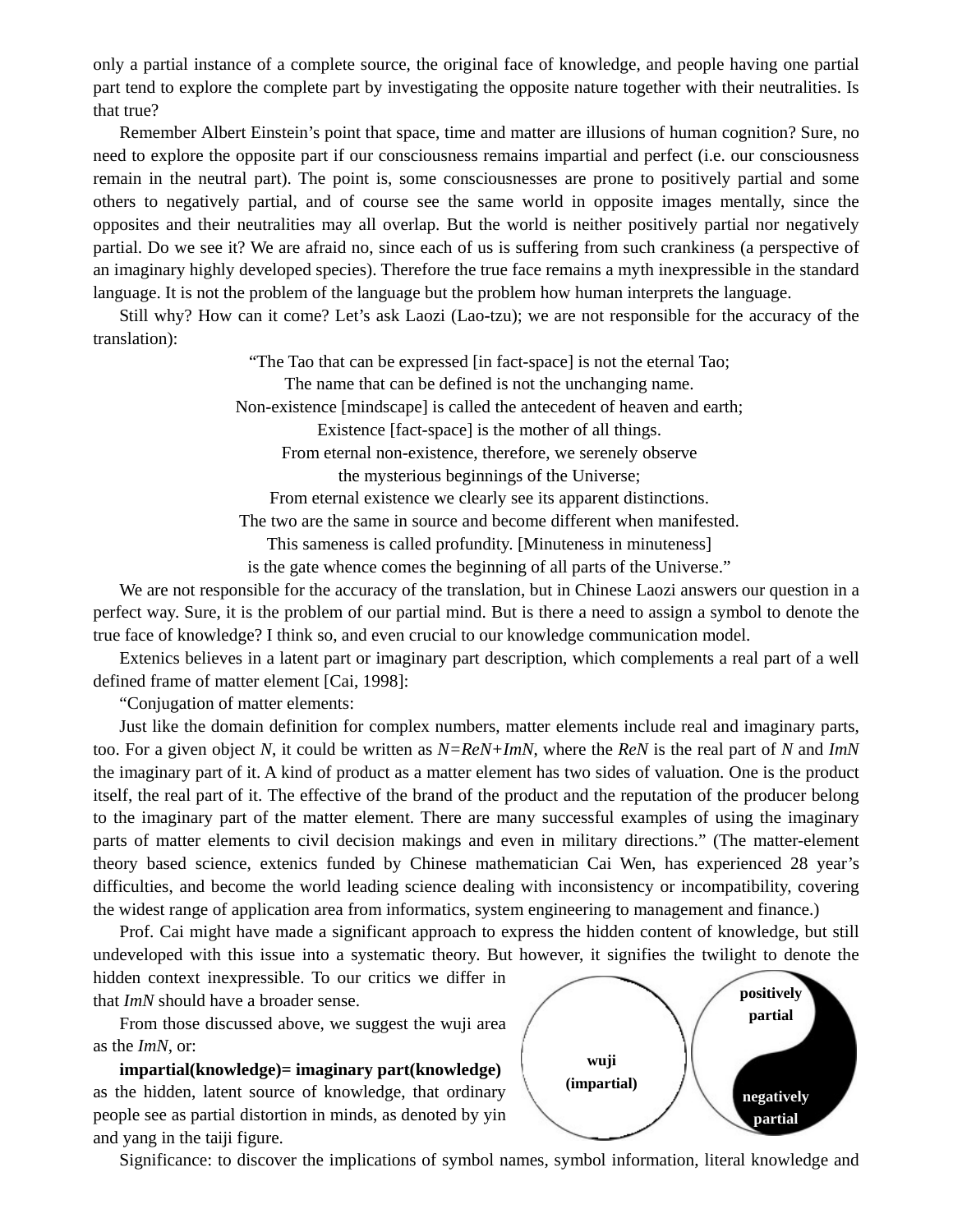only a partial instance of a complete source, the original face of knowledge, and people having one partial part tend to explore the complete part by investigating the opposite nature together with their neutralities. Is that true?

Remember Albert Einstein's point that space, time and matter are illusions of human cognition? Sure, no need to explore the opposite part if our consciousness remains impartial and perfect (i.e. our consciousness remain in the neutral part). The point is, some consciousnesses are prone to positively partial and some others to negatively partial, and of course see the same world in opposite images mentally, since the opposites and their neutralities may all overlap. But the world is neither positively partial nor negatively partial. Do we see it? We are afraid no, since each of us is suffering from such crankiness (a perspective of an imaginary highly developed species). Therefore the true face remains a myth inexpressible in the standard language. It is not the problem of the language but the problem how human interprets the language.

Still why? How can it come? Let's ask Laozi (Lao-tzu); we are not responsible for the accuracy of the translation):

"The Tao that can be expressed [in fact-space] is not the eternal Tao;
The name that can be defined is not the unchanging name.
Non-existence [mindscape] is called the antecedent of heaven and earth;
Existence [fact-space] is the mother of all things.
From eternal non-existence, therefore, we serenely observe
the mysterious beginnings of the Universe;
From eternal existence we clearly see its apparent distinctions.
The two are the same in source and become different when manifested.
This sameness is called profundity. [Minuteness in minuteness]
is the gate whence comes the beginning of all parts of the Universe."

We are not responsible for the accuracy of the translation, but in Chinese Laozi answers our question in a perfect way. Sure, it is the problem of our partial mind. But is there a need to assign a symbol to denote the true face of knowledge? I think so, and even crucial to our knowledge communication model.

Extenics believes in a latent part or imaginary part description, which complements a real part of a well defined frame of matter element [Cai, 1998]:

"Conjugation of matter elements:

Just like the domain definition for complex numbers, matter elements include real and imaginary parts, too. For a given object $N$, it could be written as $N=ReN+ImN$, where the $ReN$ is the real part of $N$ and $ImN$ the imaginary part of it. A kind of product as a matter element has two sides of valuation. One is the product itself, the real part of it. The effective of the brand of the product and the reputation of the producer belong to the imaginary part of the matter element. There are many successful examples of using the imaginary parts of matter elements to civil decision makings and even in military directions." (The matter-element theory based science, extenics funded by Chinese mathematician Cai Wen, has experienced 28 year's difficulties, and become the world leading science dealing with inconsistency or incompatibility, covering the widest range of application area from informatics, system engineering to management and finance.)

Prof. Cai might have made a significant approach to express the hidden content of knowledge, but still undeveloped with this issue into a systematic theory. But however, it signifies the twilight to denote the hidden context inexpressible. To our critics we differ in that $ImN$ should have a broader sense.

From those discussed above, we suggest the wuji area as the $ImN$, or:

**impartial(knowledge)= imaginary part(knowledge)** as the hidden, latent source of knowledge, that ordinary people see as partial distortion in minds, as denoted by yin and yang in the taiji figure.

wuji
(impartial)

positively
partial

negatively
partial

Significance: to discover the implications of symbol names, symbol information, literal knowledge and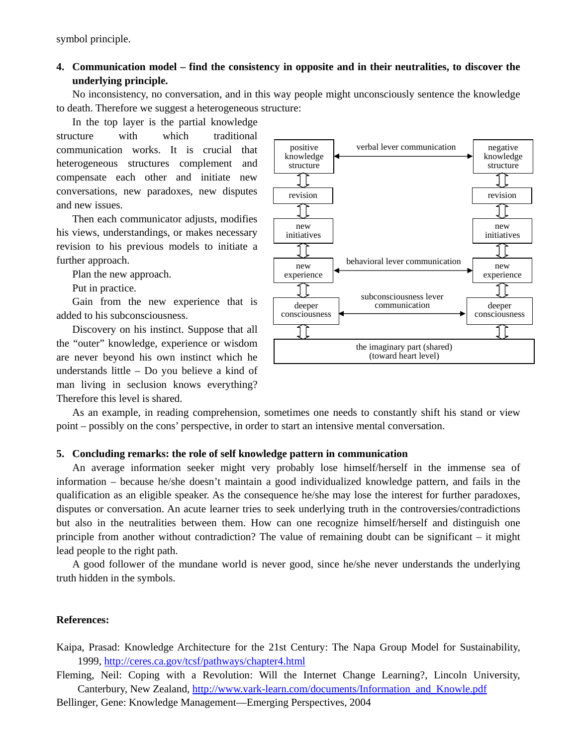symbol principle.

**4. Communication model – find the consistency in opposite and in their neutralities, to discover the underlying principle.**

No inconsistency, no conversation, and in this way people might unconsciously sentence the knowledge to death. Therefore we suggest a heterogeneous structure:

In the top layer is the partial knowledge structure with which traditional communication works. It is crucial that heterogeneous structures complement and compensate each other and initiate new conversations, new paradoxes, new disputes and new issues.

Then each communicator adjusts, modifies his views, understandings, or makes necessary revision to his previous models to initiate a further approach.

Plan the new approach.

Put in practice.

Gain from the new experience that is added to his subconsciousness.

Discovery on his instinct. Suppose that all the "outer" knowledge, experience or wisdom are never beyond his own instinct which he understands little – Do you believe a kind of man living in seclusion knows everything? Therefore this level is shared.

positive knowledge structure | verbal lever communication | negative knowledge structure

revision | | revision

new initiatives | | new initiatives

new experience | behavioral lever communication | new experience

deeper consciousness | subconsciousness lever communication | deeper consciousness

the imaginary part (shared) (toward heart level)

As an example, in reading comprehension, sometimes one needs to constantly shift his stand or view point – possibly on the cons' perspective, in order to start an intensive mental conversation.

**5. Concluding remarks: the role of self knowledge pattern in communication**

An average information seeker might very probably lose himself/herself in the immense sea of information – because he/she doesn't maintain a good individualized knowledge pattern, and fails in the qualification as an eligible speaker. As the consequence he/she may lose the interest for further paradoxes, disputes or conversation. An acute learner tries to seek underlying truth in the controversies/contradictions but also in the neutralities between them. How can one recognize himself/herself and distinguish one principle from another without contradiction? The value of remaining doubt can be significant – it might lead people to the right path.

A good follower of the mundane world is never good, since he/she never understands the underlying truth hidden in the symbols.

**References:**

Kaipa, Prasad: Knowledge Architecture for the 21st Century: The Napa Group Model for Sustainability, 1999, http://ceres.ca.gov/tcsf/pathways/chapter4.html

Fleming, Neil: Coping with a Revolution: Will the Internet Change Learning?, Lincoln University, Canterbury, New Zealand, http://www.vark-learn.com/documents/Information_and_Knowle.pdf

Bellinger, Gene: Knowledge Management—Emerging Perspectives, 2004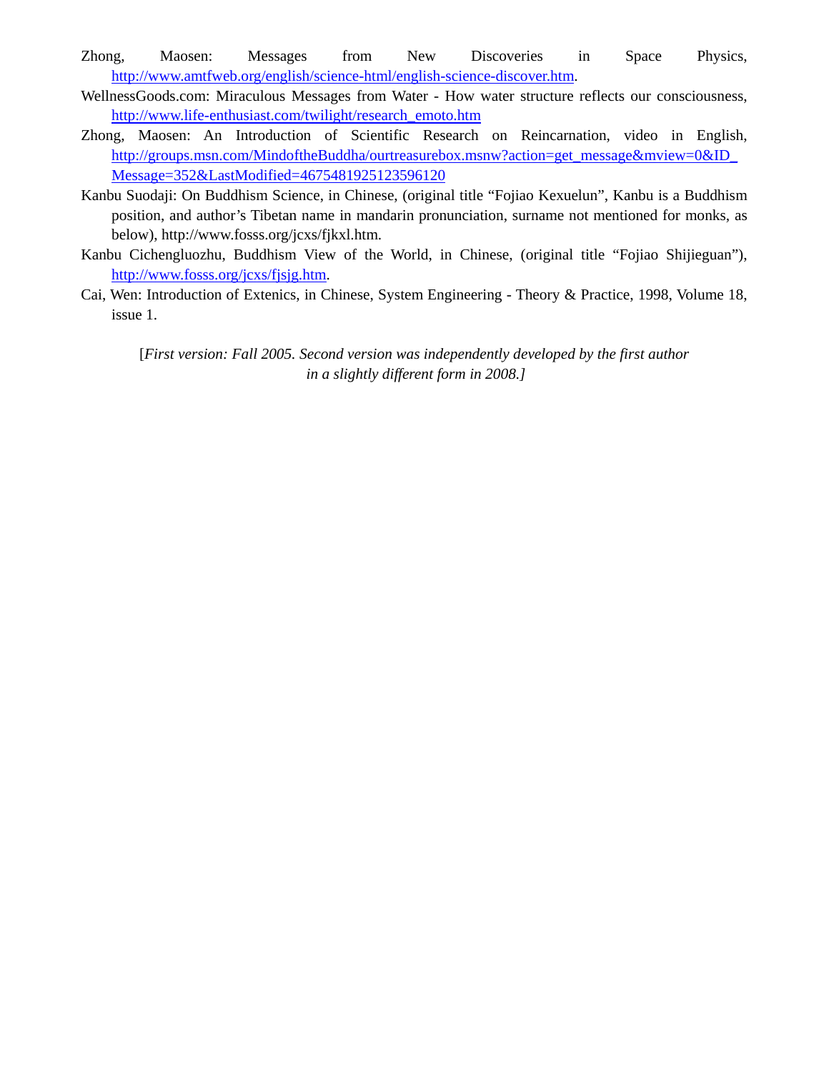Zhong, Maosen: Messages from New Discoveries in Space Physics, http://www.amtfweb.org/english/science-html/english-science-discover.htm.

WellnessGoods.com: Miraculous Messages from Water - How water structure reflects our consciousness, http://www.life-enthusiast.com/twilight/research_emoto.htm

Zhong, Maosen: An Introduction of Scientific Research on Reincarnation, video in English, http://groups.msn.com/MindoftheBuddha/ourtreasurebox.msnw?action=get_message&mview=0&ID_Message=352&LastModified=4675481925123596120

Kanbu Suodaji: On Buddhism Science, in Chinese, (original title "Fojiao Kexuelun", Kanbu is a Buddhism position, and author's Tibetan name in mandarin pronunciation, surname not mentioned for monks, as below), http://www.fosss.org/jcxs/fjkxl.htm.

Kanbu Cichengluozhu, Buddhism View of the World, in Chinese, (original title "Fojiao Shijieguan"), http://www.fosss.org/jcxs/fjsjg.htm.

Cai, Wen: Introduction of Extenics, in Chinese, System Engineering - Theory & Practice, 1998, Volume 18, issue 1.

[*First version: Fall 2005. Second version was independently developed by the first author in a slightly different form in 2008.*]